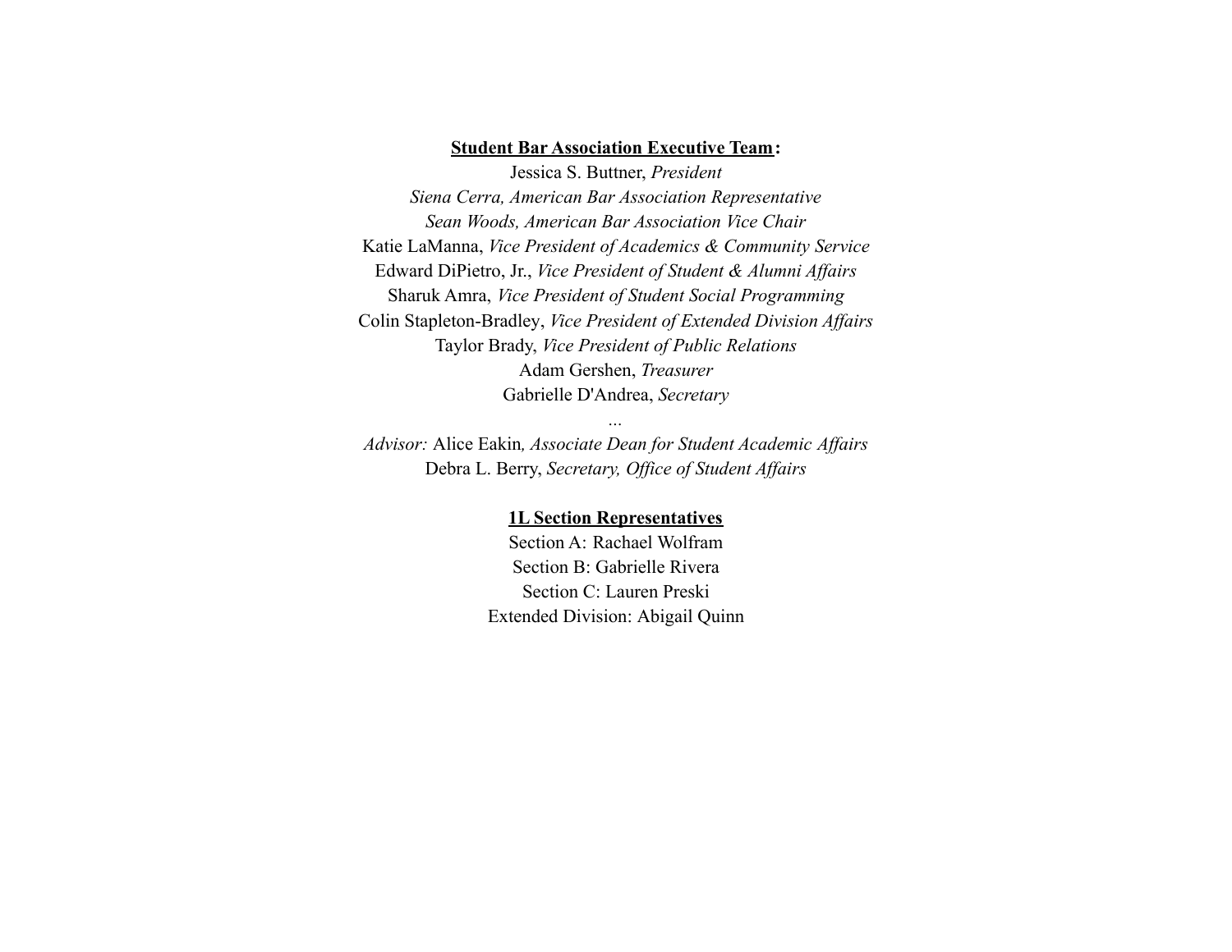**<u>Student Bar Association Executive Team</u>:**

Jessica S. Buttner, *President*

*Siena Cerra, American Bar Association Representative*

*Sean Woods, American Bar Association Vice Chair*

Katie LaManna, *Vice President of Academics & Community Service*

Edward DiPietro, Jr., *Vice President of Student & Alumni Affairs*

Sharuk Amra, *Vice President of Student Social Programming*

Colin Stapleton-Bradley, *Vice President of Extended Division Affairs*

Taylor Brady, *Vice President of Public Relations*

Adam Gershen, *Treasurer*

Gabrielle D'Andrea, *Secretary*

...

*Advisor:* Alice Eakin*, Associate Dean for Student Academic Affairs*

Debra L. Berry, *Secretary, Office of Student Affairs*

**<u>1L Section Representatives</u>**

Section A: Rachael Wolfram

Section B: Gabrielle Rivera

Section C: Lauren Preski

Extended Division: Abigail Quinn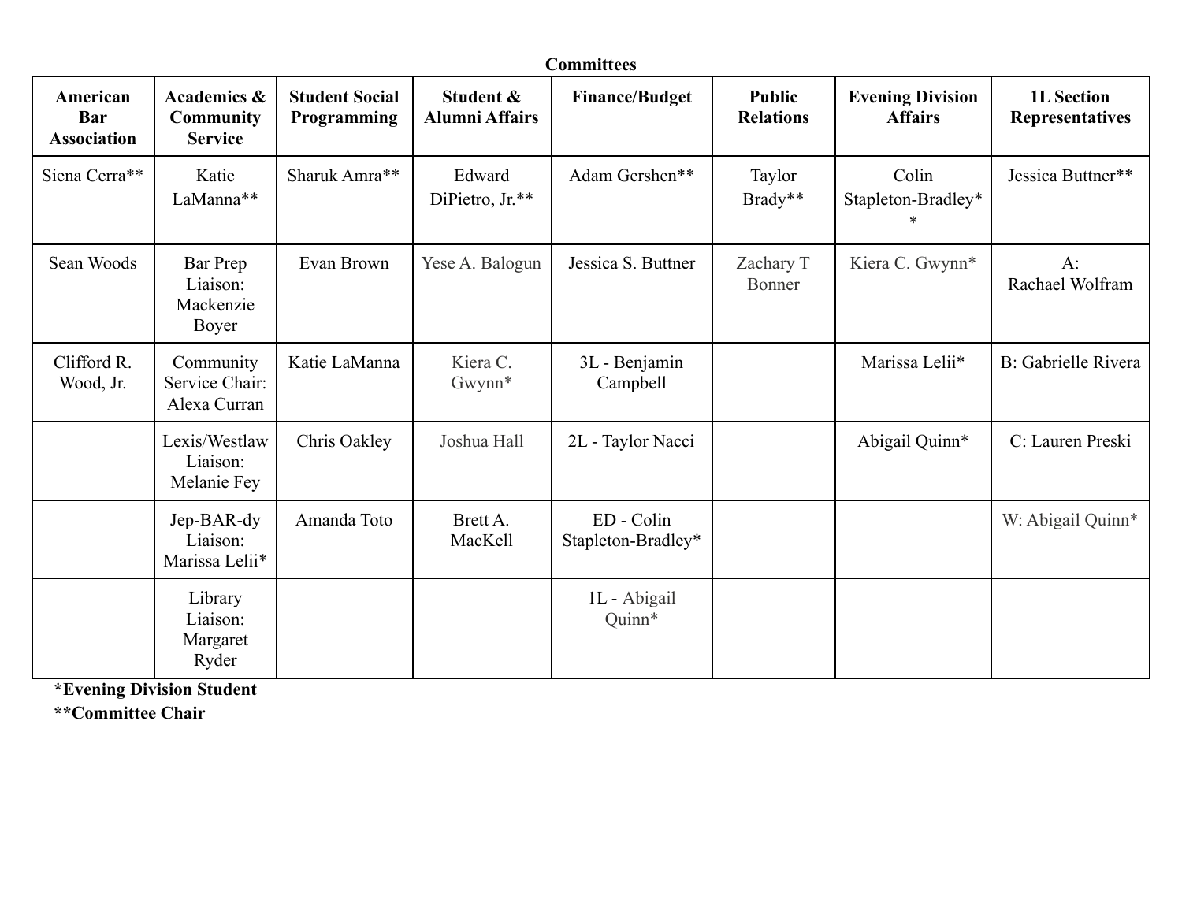**Committees**

| American Bar Association | Academics & Community Service | Student Social Programming | Student & Alumni Affairs | Finance/Budget | Public Relations | Evening Division Affairs | 1L Section Representatives |
|---|---|---|---|---|---|---|---|
| Siena Cerra** | Katie LaManna** | Sharuk Amra** | Edward DiPietro, Jr.** | Adam Gershen** | Taylor Brady** | Colin Stapleton-Bradley** | Jessica Buttner** |
| Sean Woods | Bar Prep Liaison: Mackenzie Boyer | Evan Brown | Yese A. Balogun | Jessica S. Buttner | Zachary T Bonner | Kiera C. Gwynn* | A: Rachael Wolfram |
| Clifford R. Wood, Jr. | Community Service Chair: Alexa Curran | Katie LaManna | Kiera C. Gwynn* | 3L - Benjamin Campbell | | Marissa Lelii* | B: Gabrielle Rivera |
| | Lexis/Westlaw Liaison: Melanie Fey | Chris Oakley | Joshua Hall | 2L - Taylor Nacci | | Abigail Quinn* | C: Lauren Preski |
| | Jep-BAR-dy Liaison: Marissa Lelii* | Amanda Toto | Brett A. MacKell | ED - Colin Stapleton-Bradley* | | | W: Abigail Quinn* |
| | Library Liaison: Margaret Ryder | | | 1L - Abigail Quinn* | | | |

**\*Evening Division Student**

**\*\*Committee Chair**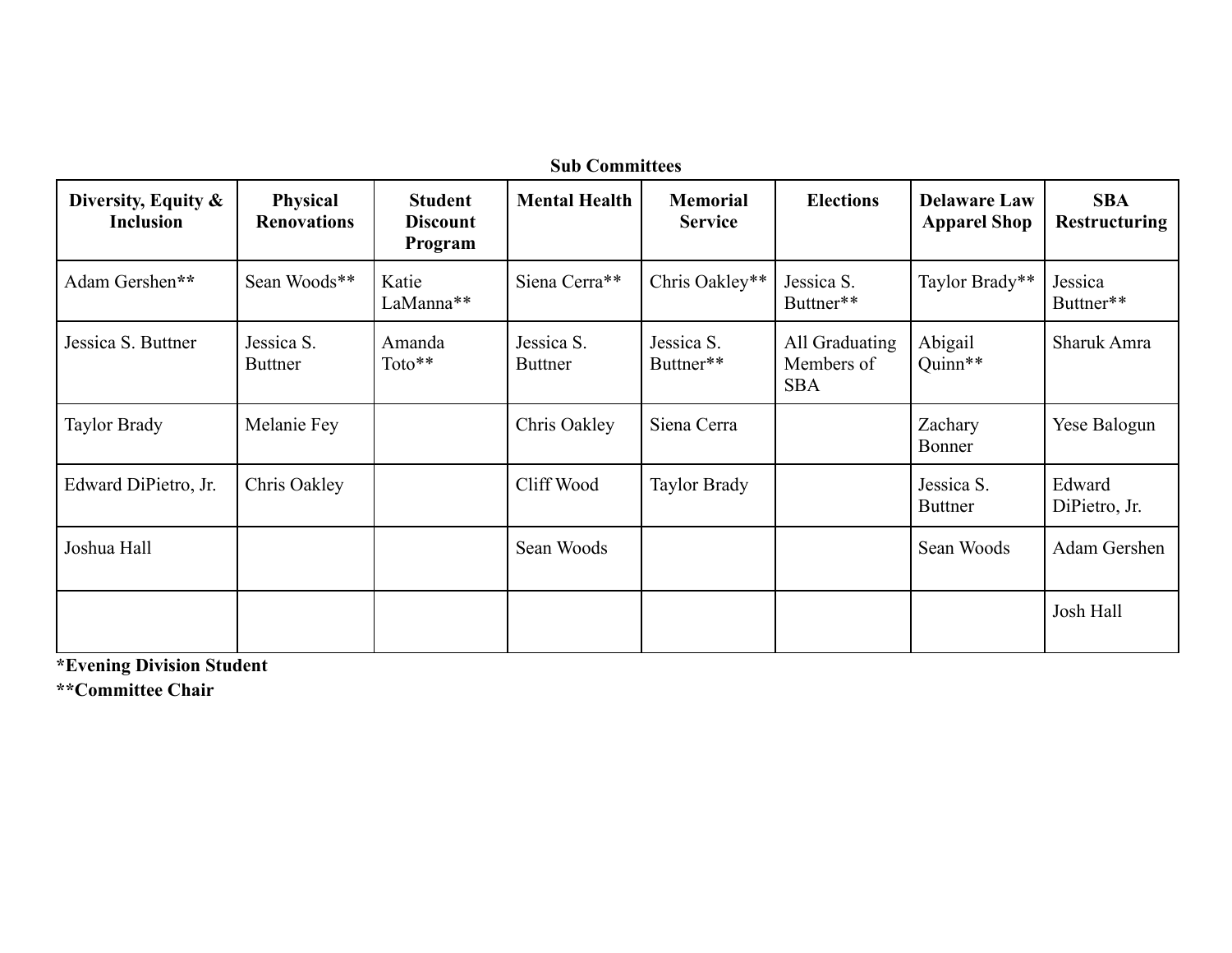**Sub Committees**

| Diversity, Equity & Inclusion | Physical Renovations | Student Discount Program | Mental Health | Memorial Service | Elections | Delaware Law Apparel Shop | SBA Restructuring |
|---|---|---|---|---|---|---|---|
| Adam Gershen** | Sean Woods** | Katie LaManna** | Siena Cerra** | Chris Oakley** | Jessica S. Buttner** | Taylor Brady** | Jessica Buttner** |
| Jessica S. Buttner | Jessica S. Buttner | Amanda Toto** | Jessica S. Buttner | Jessica S. Buttner** | All Graduating Members of SBA | Abigail Quinn** | Sharuk Amra |
| Taylor Brady | Melanie Fey | | Chris Oakley | Siena Cerra | | Zachary Bonner | Yese Balogun |
| Edward DiPietro, Jr. | Chris Oakley | | Cliff Wood | Taylor Brady | | Jessica S. Buttner | Edward DiPietro, Jr. |
| Joshua Hall | | | Sean Woods | | | Sean Woods | Adam Gershen |
| | | | | | | | Josh Hall |

**\*Evening Division Student**

**\*\*Committee Chair**